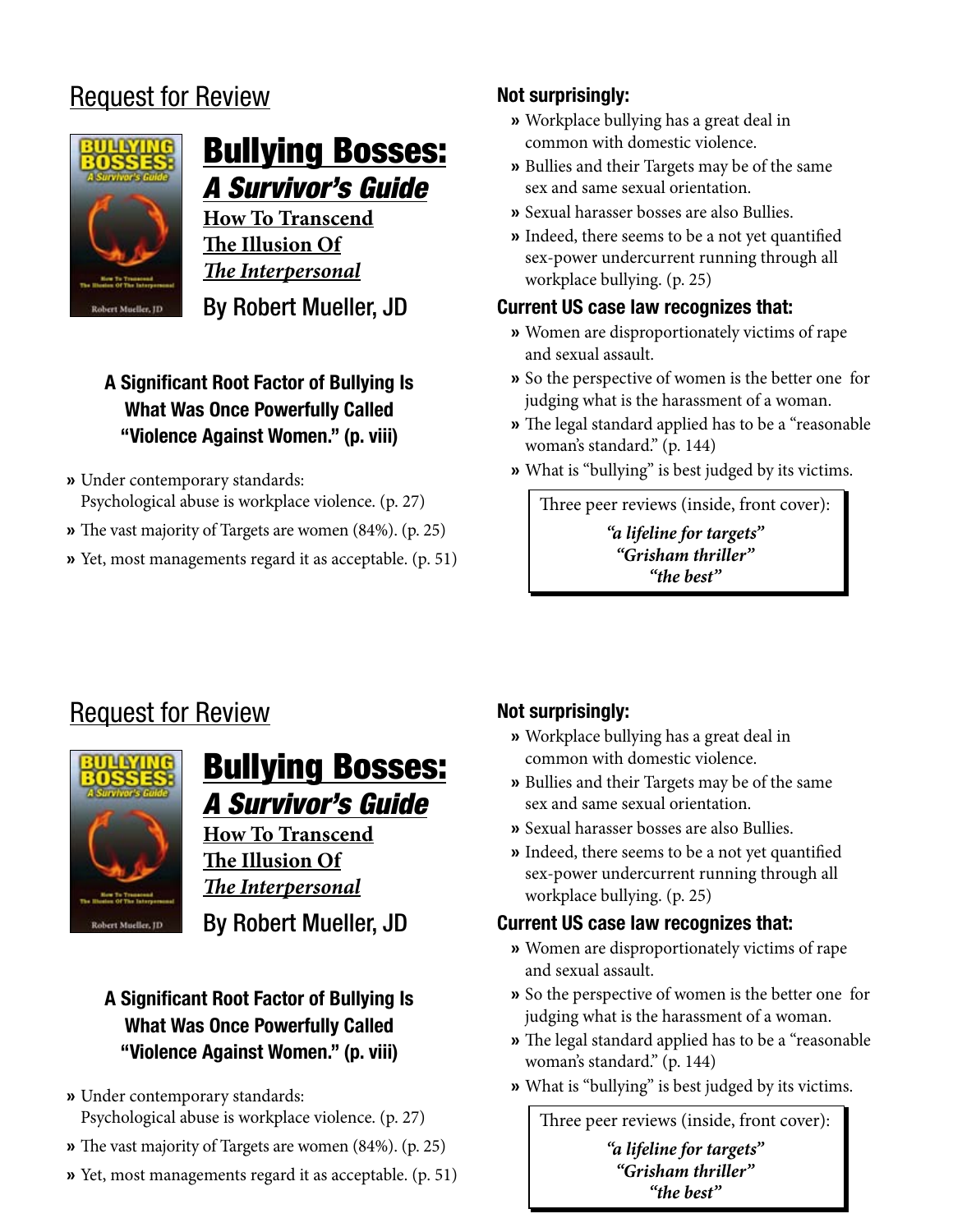## Request for Review

# Bullying Bosses: *A Survivor's Guide*

**How To Transcend The Illusion Of *The Interpersonal***

By Robert Mueller, JD

### A Significant Root Factor of Bullying Is What Was Once Powerfully Called "Violence Against Women." (p. viii)

- Under contemporary standards: Psychological abuse is workplace violence. (p. 27)
- The vast majority of Targets are women (84%). (p. 25)
- Yet, most managements regard it as acceptable. (p. 51)

**Not surprisingly:**

- Workplace bullying has a great deal in common with domestic violence.
- Bullies and their Targets may be of the same sex and same sexual orientation.
- Sexual harasser bosses are also Bullies.
- Indeed, there seems to be a not yet quantified sex-power undercurrent running through all workplace bullying. (p. 25)

**Current US case law recognizes that:**

- Women are disproportionately victims of rape and sexual assault.
- So the perspective of women is the better one for judging what is the harassment of a woman.
- The legal standard applied has to be a "reasonable woman's standard." (p. 144)
- What is "bullying" is best judged by its victims.

Three peer reviews (inside, front cover):

***"a lifeline for targets"***
***"Grisham thriller"***
***"the best"***

## Request for Review

# Bullying Bosses: *A Survivor's Guide*

**How To Transcend The Illusion Of *The Interpersonal***

By Robert Mueller, JD

### A Significant Root Factor of Bullying Is What Was Once Powerfully Called "Violence Against Women." (p. viii)

- Under contemporary standards: Psychological abuse is workplace violence. (p. 27)
- The vast majority of Targets are women (84%). (p. 25)
- Yet, most managements regard it as acceptable. (p. 51)

**Not surprisingly:**

- Workplace bullying has a great deal in common with domestic violence.
- Bullies and their Targets may be of the same sex and same sexual orientation.
- Sexual harasser bosses are also Bullies.
- Indeed, there seems to be a not yet quantified sex-power undercurrent running through all workplace bullying. (p. 25)

**Current US case law recognizes that:**

- Women are disproportionately victims of rape and sexual assault.
- So the perspective of women is the better one for judging what is the harassment of a woman.
- The legal standard applied has to be a "reasonable woman's standard." (p. 144)
- What is "bullying" is best judged by its victims.

Three peer reviews (inside, front cover):

***"a lifeline for targets"***
***"Grisham thriller"***
***"the best"***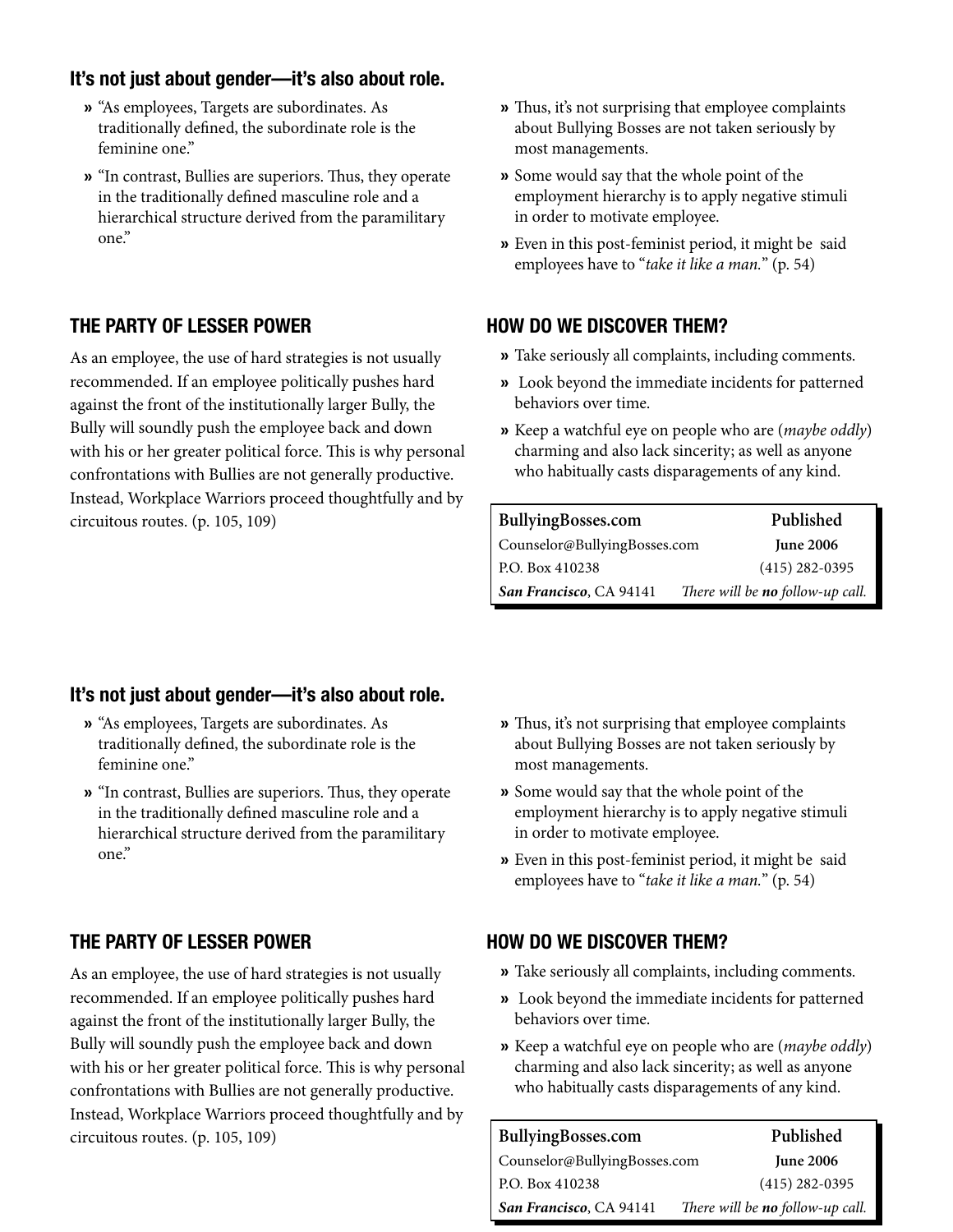## It's not just about gender—it's also about role.

- » "As employees, Targets are subordinates. As traditionally defined, the subordinate role is the feminine one."
- » "In contrast, Bullies are superiors. Thus, they operate in the traditionally defined masculine role and a hierarchical structure derived from the paramilitary one."
- » Thus, it's not surprising that employee complaints about Bullying Bosses are not taken seriously by most managements.
- » Some would say that the whole point of the employment hierarchy is to apply negative stimuli in order to motivate employee.
- » Even in this post-feminist period, it might be said employees have to "*take it like a man.*" (p. 54)

## THE PARTY OF LESSER POWER

As an employee, the use of hard strategies is not usually recommended. If an employee politically pushes hard against the front of the institutionally larger Bully, the Bully will soundly push the employee back and down with his or her greater political force. This is why personal confrontations with Bullies are not generally productive. Instead, Workplace Warriors proceed thoughtfully and by circuitous routes. (p. 105, 109)

## HOW DO WE DISCOVER THEM?

- » Take seriously all complaints, including comments.
- » Look beyond the immediate incidents for patterned behaviors over time.
- » Keep a watchful eye on people who are (*maybe oddly*) charming and also lack sincerity; as well as anyone who habitually casts disparagements of any kind.

| | |
|---|---|
| **BullyingBosses.com** | **Published** |
| Counselor@BullyingBosses.com | **June 2006** |
| P.O. Box 410238 | (415) 282-0395 |
| ***San Francisco***, CA 94141 | *There will be **no** follow-up call.* |

## It's not just about gender—it's also about role.

- » "As employees, Targets are subordinates. As traditionally defined, the subordinate role is the feminine one."
- » "In contrast, Bullies are superiors. Thus, they operate in the traditionally defined masculine role and a hierarchical structure derived from the paramilitary one."
- » Thus, it's not surprising that employee complaints about Bullying Bosses are not taken seriously by most managements.
- » Some would say that the whole point of the employment hierarchy is to apply negative stimuli in order to motivate employee.
- » Even in this post-feminist period, it might be said employees have to "*take it like a man.*" (p. 54)

## THE PARTY OF LESSER POWER

As an employee, the use of hard strategies is not usually recommended. If an employee politically pushes hard against the front of the institutionally larger Bully, the Bully will soundly push the employee back and down with his or her greater political force. This is why personal confrontations with Bullies are not generally productive. Instead, Workplace Warriors proceed thoughtfully and by circuitous routes. (p. 105, 109)

## HOW DO WE DISCOVER THEM?

- » Take seriously all complaints, including comments.
- » Look beyond the immediate incidents for patterned behaviors over time.
- » Keep a watchful eye on people who are (*maybe oddly*) charming and also lack sincerity; as well as anyone who habitually casts disparagements of any kind.

| | |
|---|---|
| **BullyingBosses.com** | **Published** |
| Counselor@BullyingBosses.com | **June 2006** |
| P.O. Box 410238 | (415) 282-0395 |
| ***San Francisco***, CA 94141 | *There will be **no** follow-up call.* |